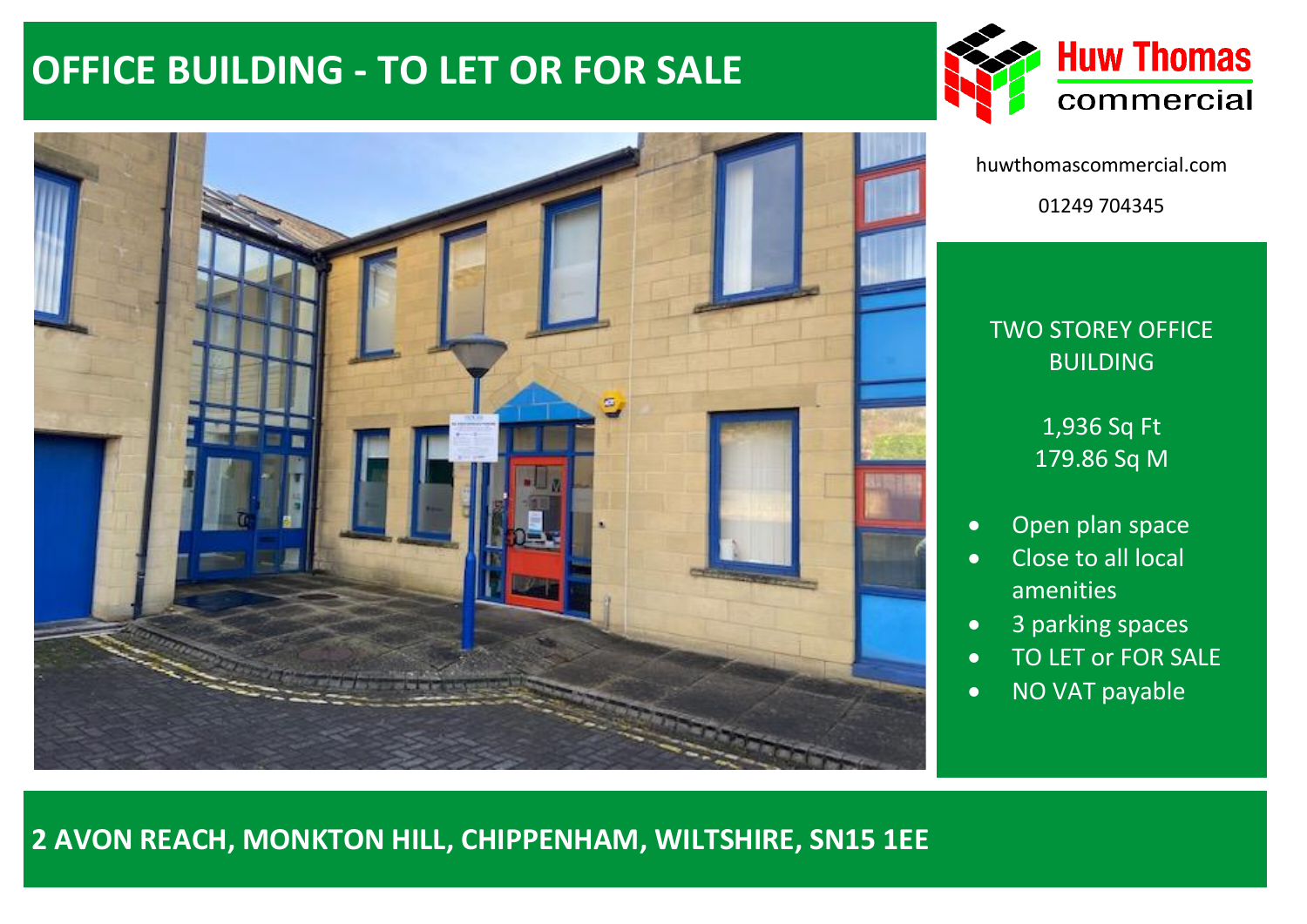# OFFICE BUILDING - TO LET OR FOR SALE

Huw Thomas commercial

huwthomascommercial.com

01249 704345

TWO STOREY OFFICE BUILDING

1,936 Sq Ft
179.86 Sq M

- Open plan space
- Close to all local amenities
- 3 parking spaces
- TO LET or FOR SALE
- NO VAT payable

## 2 AVON REACH, MONKTON HILL, CHIPPENHAM, WILTSHIRE, SN15 1EE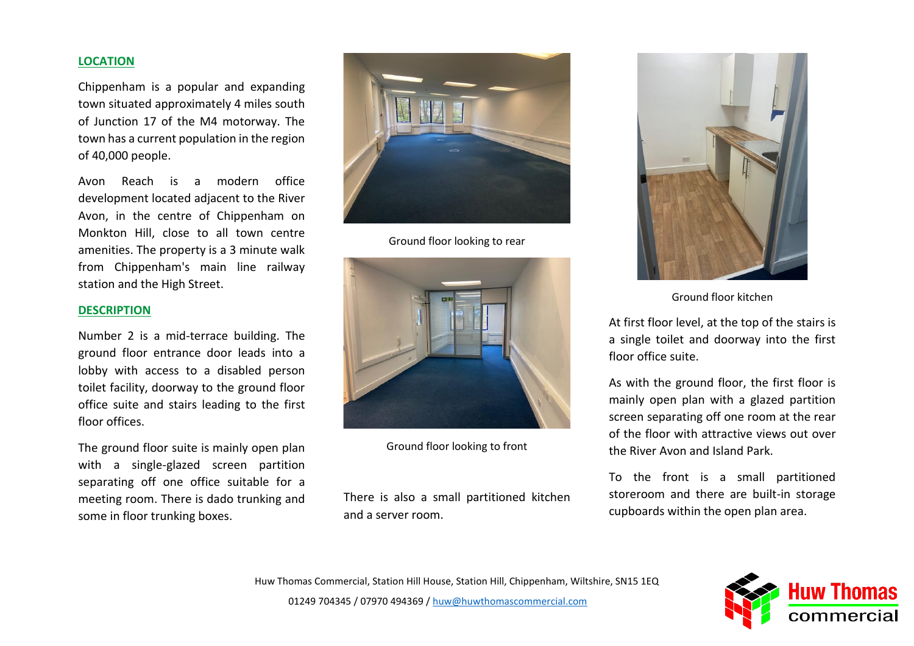## LOCATION

Chippenham is a popular and expanding town situated approximately 4 miles south of Junction 17 of the M4 motorway. The town has a current population in the region of 40,000 people.

Avon Reach is a modern office development located adjacent to the River Avon, in the centre of Chippenham on Monkton Hill, close to all town centre amenities. The property is a 3 minute walk from Chippenham's main line railway station and the High Street.

## DESCRIPTION

Number 2 is a mid-terrace building. The ground floor entrance door leads into a lobby with access to a disabled person toilet facility, doorway to the ground floor office suite and stairs leading to the first floor offices.

The ground floor suite is mainly open plan with a single-glazed screen partition separating off one office suitable for a meeting room. There is dado trunking and some in floor trunking boxes.

Ground floor looking to rear

Ground floor looking to front

There is also a small partitioned kitchen and a server room.

Ground floor kitchen

At first floor level, at the top of the stairs is a single toilet and doorway into the first floor office suite.

As with the ground floor, the first floor is mainly open plan with a glazed partition screen separating off one room at the rear of the floor with attractive views out over the River Avon and Island Park.

To the front is a small partitioned storeroom and there are built-in storage cupboards within the open plan area.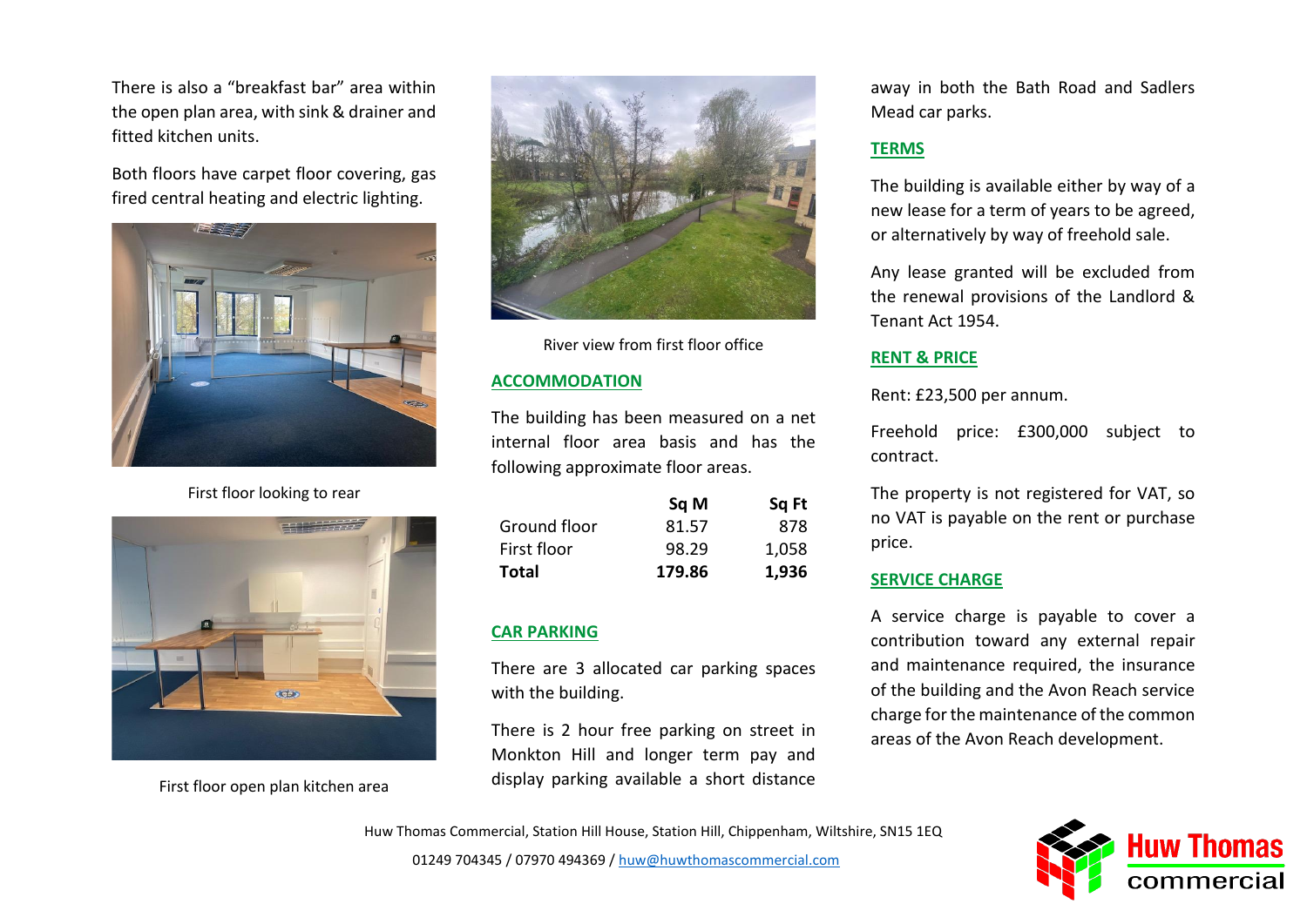There is also a "breakfast bar" area within the open plan area, with sink & drainer and fitted kitchen units.

Both floors have carpet floor covering, gas fired central heating and electric lighting.

First floor looking to rear

First floor open plan kitchen area

River view from first floor office

## ACCOMMODATION

The building has been measured on a net internal floor area basis and has the following approximate floor areas.

| | Sq M | Sq Ft |
|---|---|---|
| Ground floor | 81.57 | 878 |
| First floor | 98.29 | 1,058 |
| **Total** | **179.86** | **1,936** |

## CAR PARKING

There are 3 allocated car parking spaces with the building.

There is 2 hour free parking on street in Monkton Hill and longer term pay and display parking available a short distance away in both the Bath Road and Sadlers Mead car parks.

## TERMS

The building is available either by way of a new lease for a term of years to be agreed, or alternatively by way of freehold sale.

Any lease granted will be excluded from the renewal provisions of the Landlord & Tenant Act 1954.

## RENT & PRICE

Rent: £23,500 per annum.

Freehold price: £300,000 subject to contract.

The property is not registered for VAT, so no VAT is payable on the rent or purchase price.

## SERVICE CHARGE

A service charge is payable to cover a contribution toward any external repair and maintenance required, the insurance of the building and the Avon Reach service charge for the maintenance of the common areas of the Avon Reach development.

Huw Thomas Commercial, Station Hill House, Station Hill, Chippenham, Wiltshire, SN15 1EQ

01249 704345 / 07970 494369 / huw@huwthomascommercial.com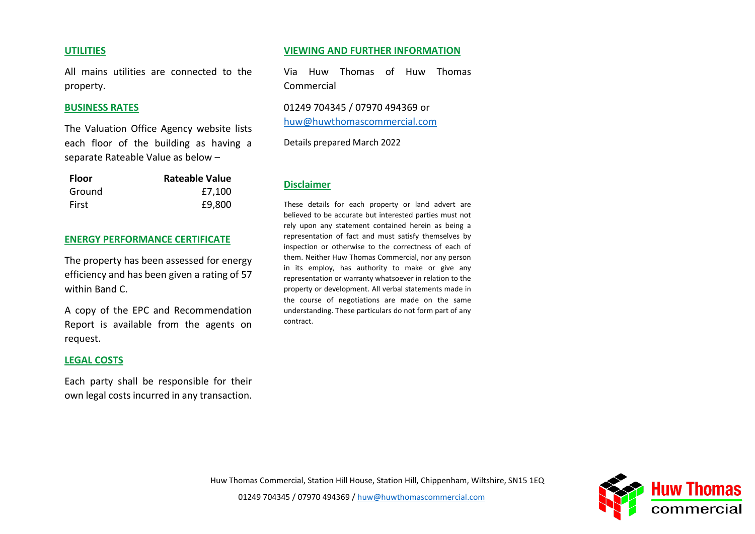## UTILITIES

All mains utilities are connected to the property.

## BUSINESS RATES

The Valuation Office Agency website lists each floor of the building as having a separate Rateable Value as below –

| Floor | Rateable Value |
|---|---|
| Ground | £7,100 |
| First | £9,800 |

## ENERGY PERFORMANCE CERTIFICATE

The property has been assessed for energy efficiency and has been given a rating of 57 within Band C.

A copy of the EPC and Recommendation Report is available from the agents on request.

## LEGAL COSTS

Each party shall be responsible for their own legal costs incurred in any transaction.

## VIEWING AND FURTHER INFORMATION

Via Huw Thomas of Huw Thomas Commercial

01249 704345 / 07970 494369 or
huw@huwthomascommercial.com

Details prepared March 2022

## Disclaimer

These details for each property or land advert are believed to be accurate but interested parties must not rely upon any statement contained herein as being a representation of fact and must satisfy themselves by inspection or otherwise to the correctness of each of them. Neither Huw Thomas Commercial, nor any person in its employ, has authority to make or give any representation or warranty whatsoever in relation to the property or development. All verbal statements made in the course of negotiations are made on the same understanding. These particulars do not form part of any contract.

Huw Thomas Commercial, Station Hill House, Station Hill, Chippenham, Wiltshire, SN15 1EQ

01249 704345 / 07970 494369 / huw@huwthomascommercial.com

Huw Thomas commercial